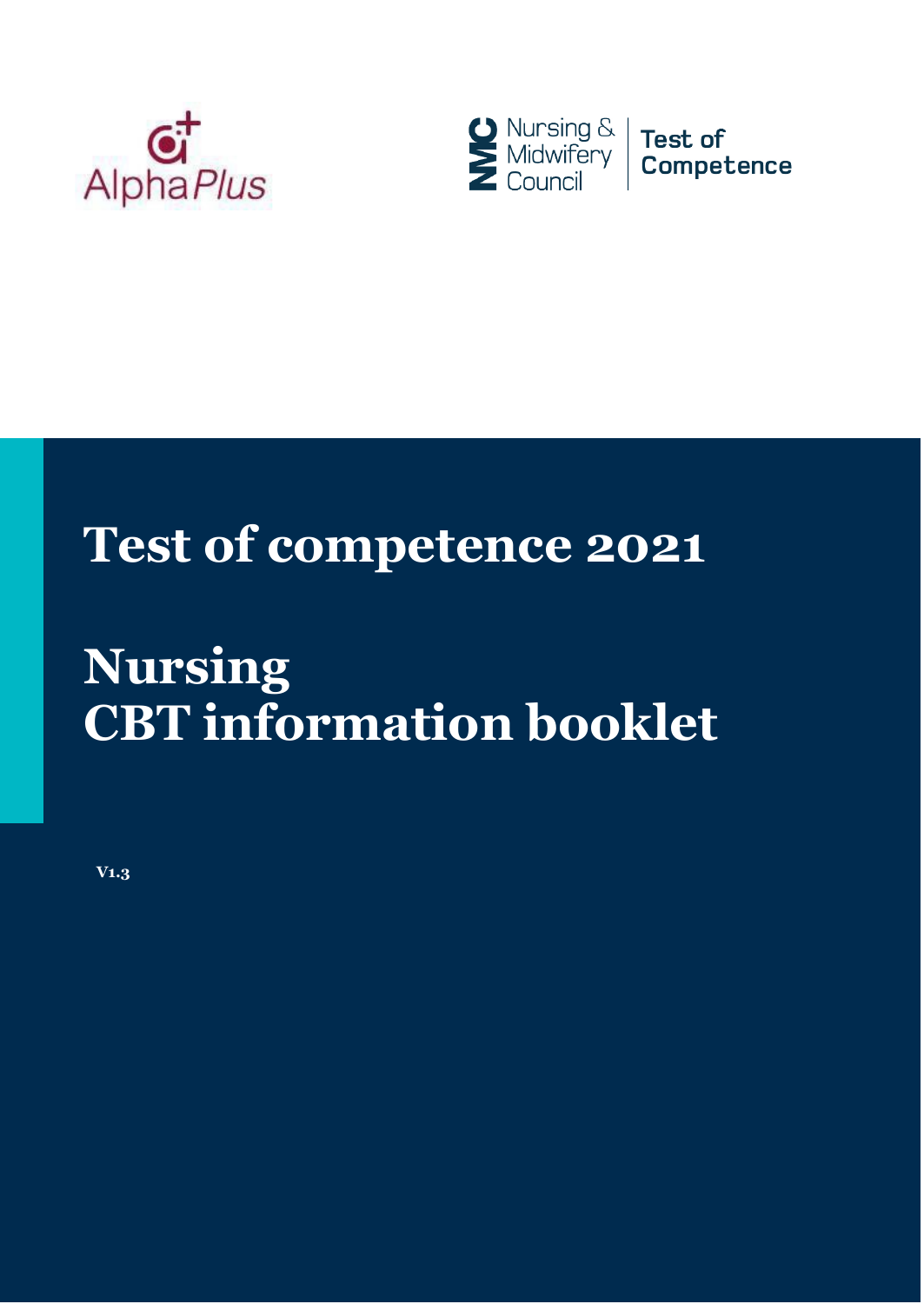AlphaPlus

Nursing & Midwifery Council | Test of Competence

# Test of competence 2021

# Nursing
# CBT information booklet

V1.3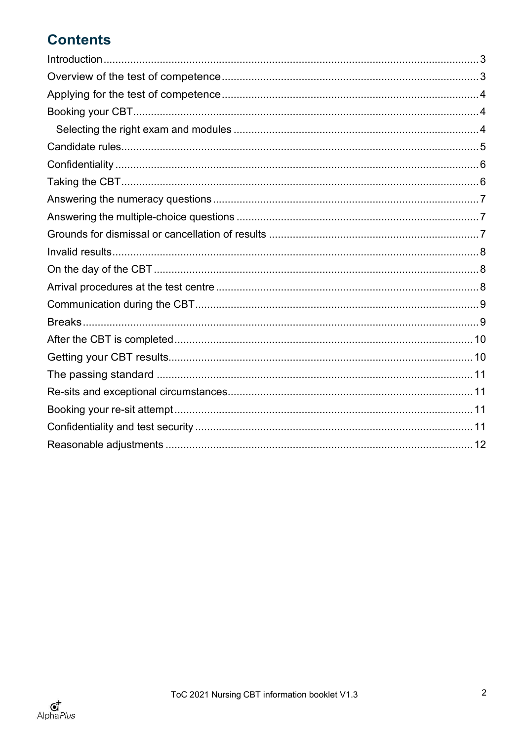# Contents

Introduction .............................................................................................................................. 3
Overview of the test of competence ....................................................................................... 3
Applying for the test of competence ....................................................................................... 4
Booking your CBT .................................................................................................................... 4
  Selecting the right exam and modules .................................................................................. 4
Candidate rules ......................................................................................................................... 5
Confidentiality ........................................................................................................................... 6
Taking the CBT ......................................................................................................................... 6
Answering the numeracy questions ......................................................................................... 7
Answering the multiple-choice questions ................................................................................. 7
Grounds for dismissal or cancellation of results ....................................................................... 7
Invalid results ............................................................................................................................ 8
On the day of the CBT .............................................................................................................. 8
Arrival procedures at the test centre ......................................................................................... 8
Communication during the CBT ................................................................................................ 9
Breaks ....................................................................................................................................... 9
After the CBT is completed ..................................................................................................... 10
Getting your CBT results ......................................................................................................... 10
The passing standard ............................................................................................................. 11
Re-sits and exceptional circumstances ................................................................................... 11
Booking your re-sit attempt ..................................................................................................... 11
Confidentiality and test security .............................................................................................. 11
Reasonable adjustments ......................................................................................................... 12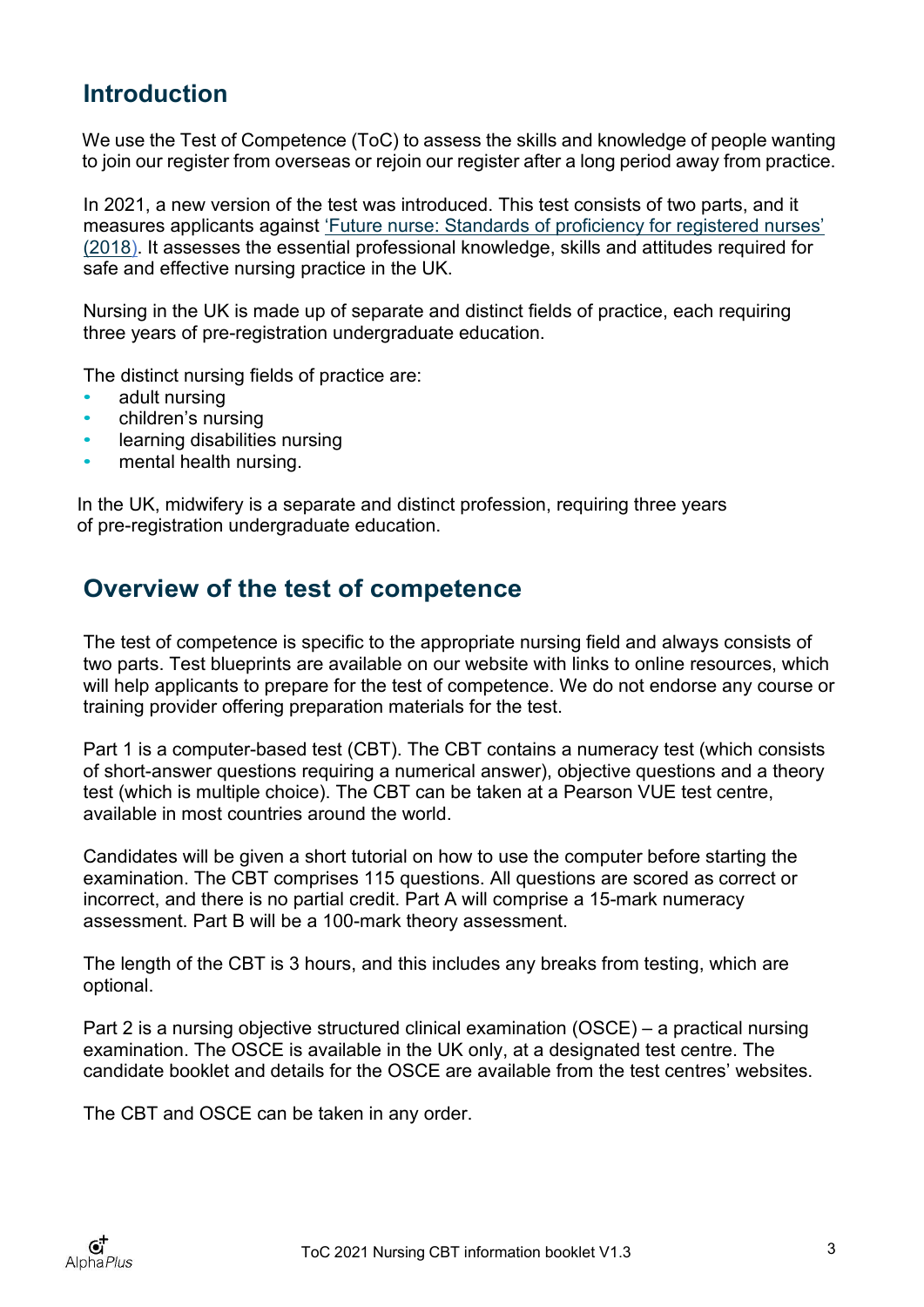## Introduction

We use the Test of Competence (ToC) to assess the skills and knowledge of people wanting to join our register from overseas or rejoin our register after a long period away from practice.

In 2021, a new version of the test was introduced. This test consists of two parts, and it measures applicants against 'Future nurse: Standards of proficiency for registered nurses' (2018). It assesses the essential professional knowledge, skills and attitudes required for safe and effective nursing practice in the UK.

Nursing in the UK is made up of separate and distinct fields of practice, each requiring three years of pre-registration undergraduate education.

The distinct nursing fields of practice are:

- adult nursing
- children's nursing
- learning disabilities nursing
- mental health nursing.

In the UK, midwifery is a separate and distinct profession, requiring three years of pre-registration undergraduate education.

## Overview of the test of competence

The test of competence is specific to the appropriate nursing field and always consists of two parts. Test blueprints are available on our website with links to online resources, which will help applicants to prepare for the test of competence. We do not endorse any course or training provider offering preparation materials for the test.

Part 1 is a computer-based test (CBT). The CBT contains a numeracy test (which consists of short-answer questions requiring a numerical answer), objective questions and a theory test (which is multiple choice). The CBT can be taken at a Pearson VUE test centre, available in most countries around the world.

Candidates will be given a short tutorial on how to use the computer before starting the examination. The CBT comprises 115 questions. All questions are scored as correct or incorrect, and there is no partial credit. Part A will comprise a 15-mark numeracy assessment. Part B will be a 100-mark theory assessment.

The length of the CBT is 3 hours, and this includes any breaks from testing, which are optional.

Part 2 is a nursing objective structured clinical examination (OSCE) – a practical nursing examination. The OSCE is available in the UK only, at a designated test centre. The candidate booklet and details for the OSCE are available from the test centres' websites.

The CBT and OSCE can be taken in any order.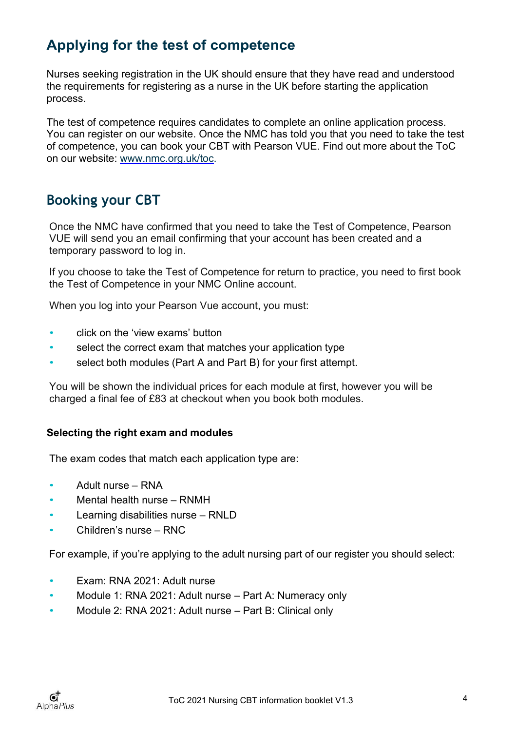## Applying for the test of competence

Nurses seeking registration in the UK should ensure that they have read and understood the requirements for registering as a nurse in the UK before starting the application process.

The test of competence requires candidates to complete an online application process. You can register on our website. Once the NMC has told you that you need to take the test of competence, you can book your CBT with Pearson VUE. Find out more about the ToC on our website: [www.nmc.org.uk/toc](http://www.nmc.org.uk/toc).

## Booking your CBT

Once the NMC have confirmed that you need to take the Test of Competence, Pearson VUE will send you an email confirming that your account has been created and a temporary password to log in.

If you choose to take the Test of Competence for return to practice, you need to first book the Test of Competence in your NMC Online account.

When you log into your Pearson Vue account, you must:

- click on the 'view exams' button
- select the correct exam that matches your application type
- select both modules (Part A and Part B) for your first attempt.

You will be shown the individual prices for each module at first, however you will be charged a final fee of £83 at checkout when you book both modules.

### Selecting the right exam and modules

The exam codes that match each application type are:

- Adult nurse – RNA
- Mental health nurse – RNMH
- Learning disabilities nurse – RNLD
- Children's nurse – RNC

For example, if you're applying to the adult nursing part of our register you should select:

- Exam: RNA 2021: Adult nurse
- Module 1: RNA 2021: Adult nurse – Part A: Numeracy only
- Module 2: RNA 2021: Adult nurse – Part B: Clinical only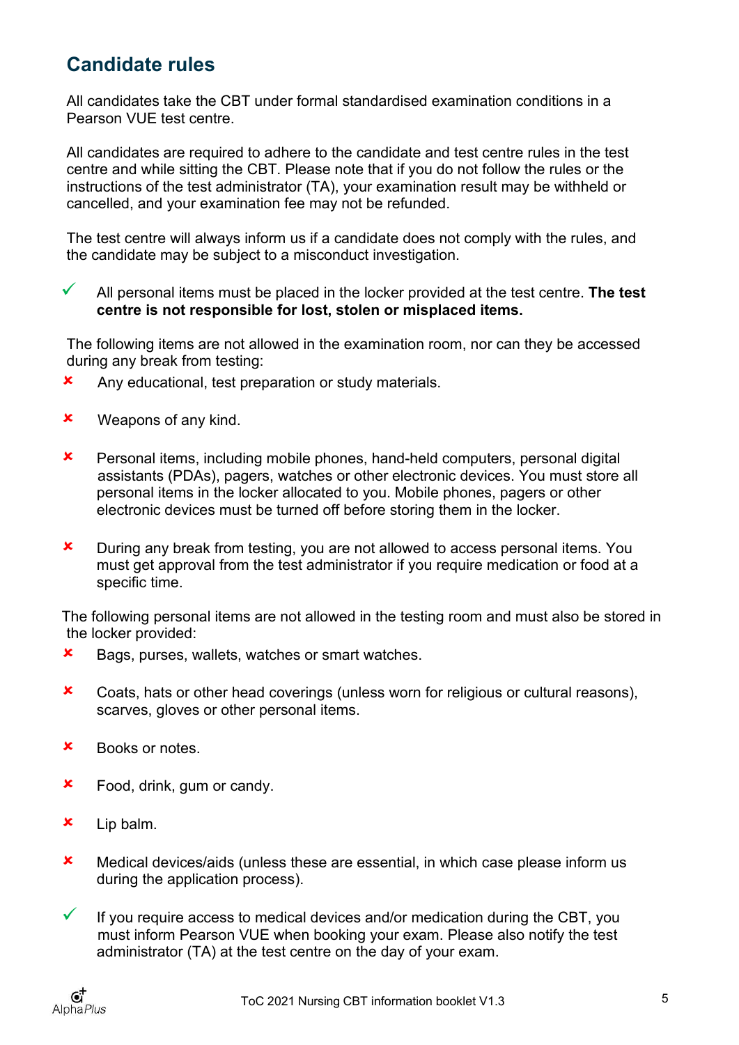## Candidate rules

All candidates take the CBT under formal standardised examination conditions in a Pearson VUE test centre.

All candidates are required to adhere to the candidate and test centre rules in the test centre and while sitting the CBT. Please note that if you do not follow the rules or the instructions of the test administrator (TA), your examination result may be withheld or cancelled, and your examination fee may not be refunded.

The test centre will always inform us if a candidate does not comply with the rules, and the candidate may be subject to a misconduct investigation.

✓ All personal items must be placed in the locker provided at the test centre. **The test centre is not responsible for lost, stolen or misplaced items.**

The following items are not allowed in the examination room, nor can they be accessed during any break from testing:

✘ Any educational, test preparation or study materials.

✘ Weapons of any kind.

✘ Personal items, including mobile phones, hand-held computers, personal digital assistants (PDAs), pagers, watches or other electronic devices. You must store all personal items in the locker allocated to you. Mobile phones, pagers or other electronic devices must be turned off before storing them in the locker.

✘ During any break from testing, you are not allowed to access personal items. You must get approval from the test administrator if you require medication or food at a specific time.

The following personal items are not allowed in the testing room and must also be stored in the locker provided:

✘ Bags, purses, wallets, watches or smart watches.

✘ Coats, hats or other head coverings (unless worn for religious or cultural reasons), scarves, gloves or other personal items.

✘ Books or notes.

✘ Food, drink, gum or candy.

✘ Lip balm.

✘ Medical devices/aids (unless these are essential, in which case please inform us during the application process).

✓ If you require access to medical devices and/or medication during the CBT, you must inform Pearson VUE when booking your exam. Please also notify the test administrator (TA) at the test centre on the day of your exam.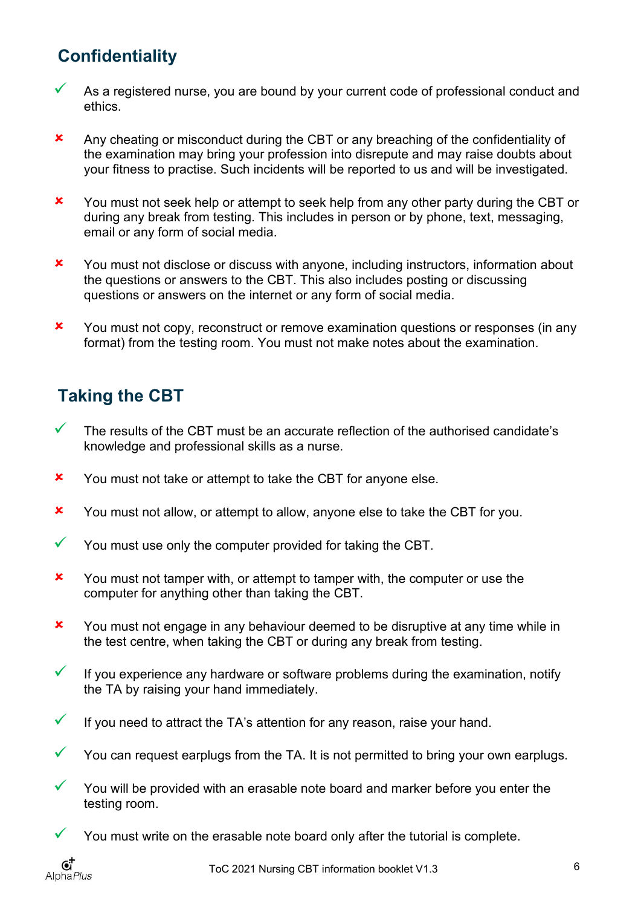## Confidentiality

- ✓ As a registered nurse, you are bound by your current code of professional conduct and ethics.
- ✘ Any cheating or misconduct during the CBT or any breaching of the confidentiality of the examination may bring your profession into disrepute and may raise doubts about your fitness to practise. Such incidents will be reported to us and will be investigated.
- ✘ You must not seek help or attempt to seek help from any other party during the CBT or during any break from testing. This includes in person or by phone, text, messaging, email or any form of social media.
- ✘ You must not disclose or discuss with anyone, including instructors, information about the questions or answers to the CBT. This also includes posting or discussing questions or answers on the internet or any form of social media.
- ✘ You must not copy, reconstruct or remove examination questions or responses (in any format) from the testing room. You must not make notes about the examination.

## Taking the CBT

- ✓ The results of the CBT must be an accurate reflection of the authorised candidate's knowledge and professional skills as a nurse.
- ✘ You must not take or attempt to take the CBT for anyone else.
- ✘ You must not allow, or attempt to allow, anyone else to take the CBT for you.
- ✓ You must use only the computer provided for taking the CBT.
- ✘ You must not tamper with, or attempt to tamper with, the computer or use the computer for anything other than taking the CBT.
- ✘ You must not engage in any behaviour deemed to be disruptive at any time while in the test centre, when taking the CBT or during any break from testing.
- ✓ If you experience any hardware or software problems during the examination, notify the TA by raising your hand immediately.
- ✓ If you need to attract the TA's attention for any reason, raise your hand.
- ✓ You can request earplugs from the TA. It is not permitted to bring your own earplugs.
- ✓ You will be provided with an erasable note board and marker before you enter the testing room.
- ✓ You must write on the erasable note board only after the tutorial is complete.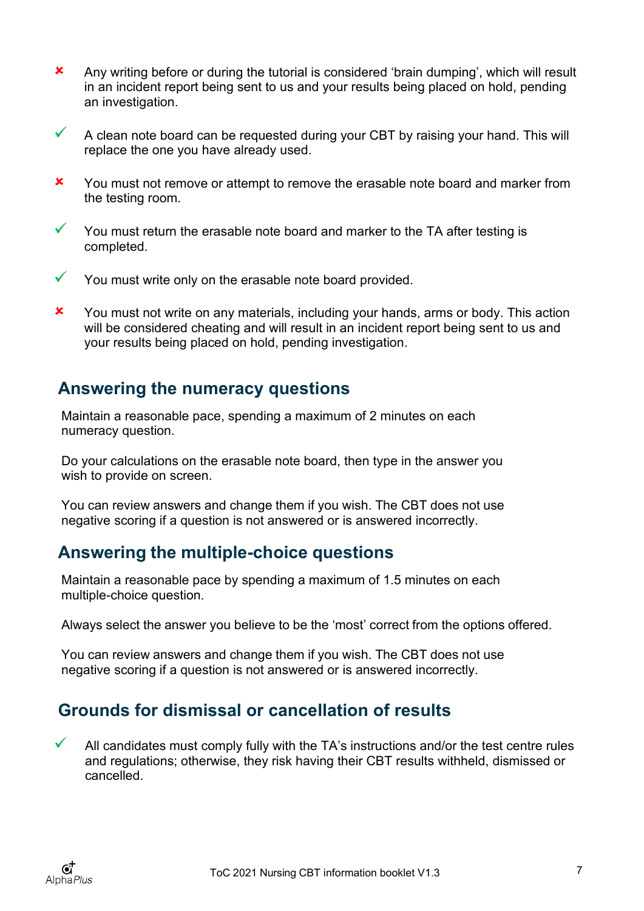- ✘ Any writing before or during the tutorial is considered 'brain dumping', which will result in an incident report being sent to us and your results being placed on hold, pending an investigation.

- ✓ A clean note board can be requested during your CBT by raising your hand. This will replace the one you have already used.

- ✘ You must not remove or attempt to remove the erasable note board and marker from the testing room.

- ✓ You must return the erasable note board and marker to the TA after testing is completed.

- ✓ You must write only on the erasable note board provided.

- ✘ You must not write on any materials, including your hands, arms or body. This action will be considered cheating and will result in an incident report being sent to us and your results being placed on hold, pending investigation.

## Answering the numeracy questions

Maintain a reasonable pace, spending a maximum of 2 minutes on each numeracy question.

Do your calculations on the erasable note board, then type in the answer you wish to provide on screen.

You can review answers and change them if you wish. The CBT does not use negative scoring if a question is not answered or is answered incorrectly.

## Answering the multiple-choice questions

Maintain a reasonable pace by spending a maximum of 1.5 minutes on each multiple-choice question.

Always select the answer you believe to be the 'most' correct from the options offered.

You can review answers and change them if you wish. The CBT does not use negative scoring if a question is not answered or is answered incorrectly.

## Grounds for dismissal or cancellation of results

- ✓ All candidates must comply fully with the TA's instructions and/or the test centre rules and regulations; otherwise, they risk having their CBT results withheld, dismissed or cancelled.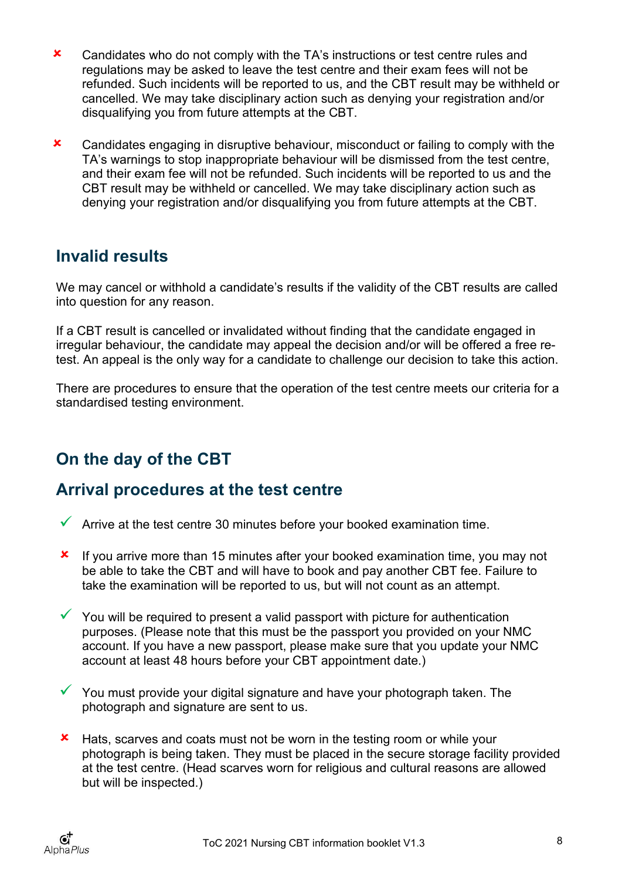- ✘ Candidates who do not comply with the TA's instructions or test centre rules and regulations may be asked to leave the test centre and their exam fees will not be refunded. Such incidents will be reported to us, and the CBT result may be withheld or cancelled. We may take disciplinary action such as denying your registration and/or disqualifying you from future attempts at the CBT.

- ✘ Candidates engaging in disruptive behaviour, misconduct or failing to comply with the TA's warnings to stop inappropriate behaviour will be dismissed from the test centre, and their exam fee will not be refunded. Such incidents will be reported to us and the CBT result may be withheld or cancelled. We may take disciplinary action such as denying your registration and/or disqualifying you from future attempts at the CBT.

## Invalid results

We may cancel or withhold a candidate's results if the validity of the CBT results are called into question for any reason.

If a CBT result is cancelled or invalidated without finding that the candidate engaged in irregular behaviour, the candidate may appeal the decision and/or will be offered a free re-test. An appeal is the only way for a candidate to challenge our decision to take this action.

There are procedures to ensure that the operation of the test centre meets our criteria for a standardised testing environment.

## On the day of the CBT

## Arrival procedures at the test centre

- ✓ Arrive at the test centre 30 minutes before your booked examination time.

- ✘ If you arrive more than 15 minutes after your booked examination time, you may not be able to take the CBT and will have to book and pay another CBT fee. Failure to take the examination will be reported to us, but will not count as an attempt.

- ✓ You will be required to present a valid passport with picture for authentication purposes. (Please note that this must be the passport you provided on your NMC account. If you have a new passport, please make sure that you update your NMC account at least 48 hours before your CBT appointment date.)

- ✓ You must provide your digital signature and have your photograph taken. The photograph and signature are sent to us.

- ✘ Hats, scarves and coats must not be worn in the testing room or while your photograph is being taken. They must be placed in the secure storage facility provided at the test centre. (Head scarves worn for religious and cultural reasons are allowed but will be inspected.)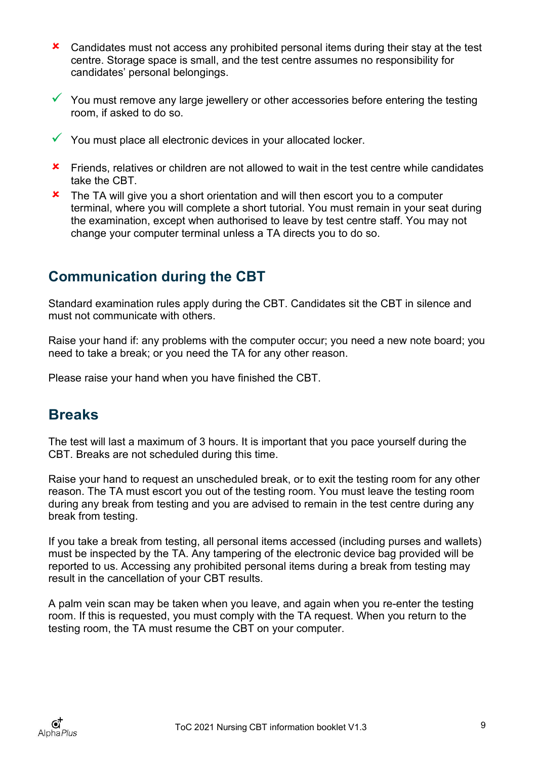- ✘ Candidates must not access any prohibited personal items during their stay at the test centre. Storage space is small, and the test centre assumes no responsibility for candidates' personal belongings.
- ✓ You must remove any large jewellery or other accessories before entering the testing room, if asked to do so.
- ✓ You must place all electronic devices in your allocated locker.
- ✘ Friends, relatives or children are not allowed to wait in the test centre while candidates take the CBT.
- ✘ The TA will give you a short orientation and will then escort you to a computer terminal, where you will complete a short tutorial. You must remain in your seat during the examination, except when authorised to leave by test centre staff. You may not change your computer terminal unless a TA directs you to do so.

## Communication during the CBT

Standard examination rules apply during the CBT. Candidates sit the CBT in silence and must not communicate with others.

Raise your hand if: any problems with the computer occur; you need a new note board; you need to take a break; or you need the TA for any other reason.

Please raise your hand when you have finished the CBT.

## Breaks

The test will last a maximum of 3 hours. It is important that you pace yourself during the CBT. Breaks are not scheduled during this time.

Raise your hand to request an unscheduled break, or to exit the testing room for any other reason. The TA must escort you out of the testing room. You must leave the testing room during any break from testing and you are advised to remain in the test centre during any break from testing.

If you take a break from testing, all personal items accessed (including purses and wallets) must be inspected by the TA. Any tampering of the electronic device bag provided will be reported to us. Accessing any prohibited personal items during a break from testing may result in the cancellation of your CBT results.

A palm vein scan may be taken when you leave, and again when you re-enter the testing room. If this is requested, you must comply with the TA request. When you return to the testing room, the TA must resume the CBT on your computer.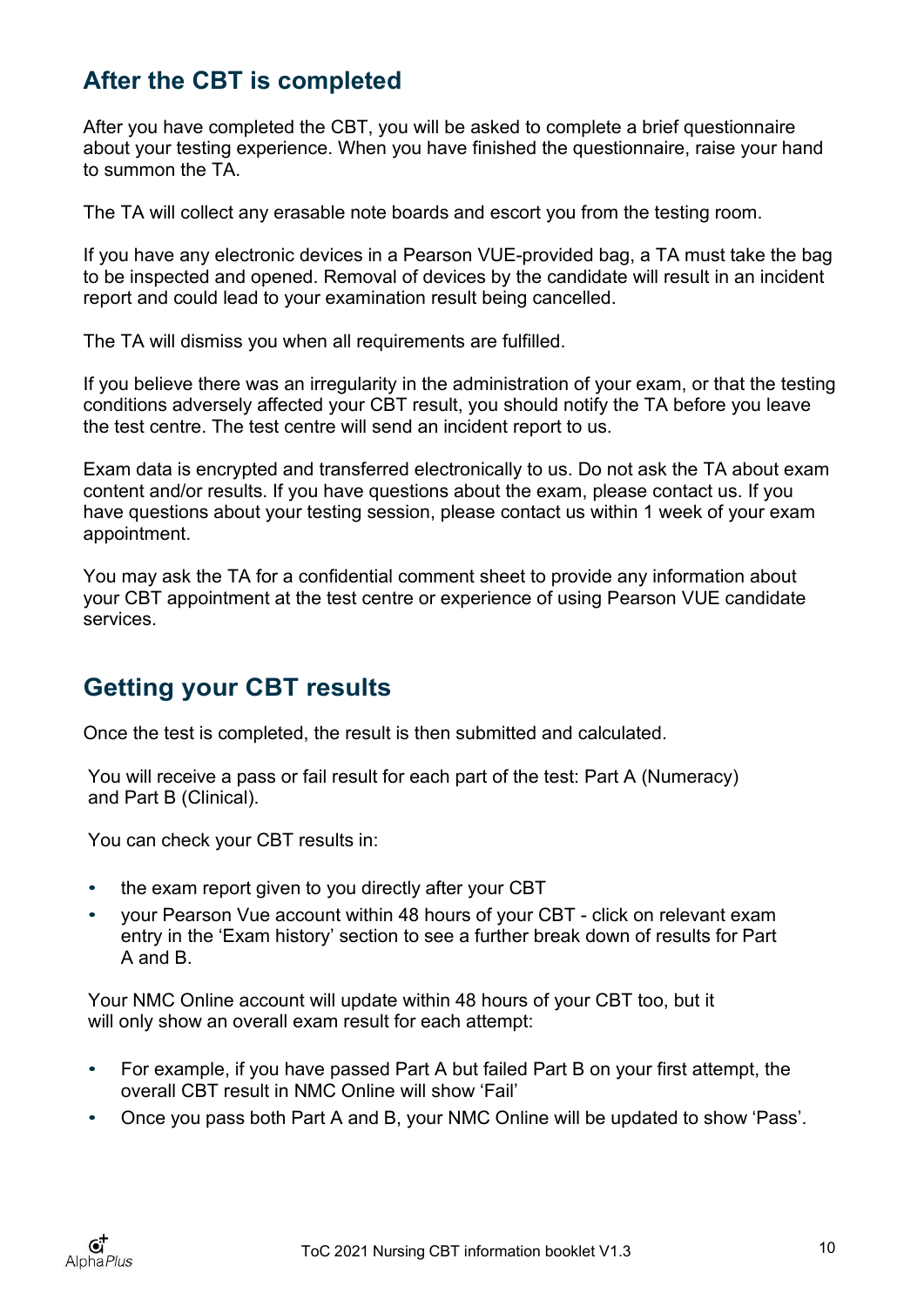## After the CBT is completed

After you have completed the CBT, you will be asked to complete a brief questionnaire about your testing experience. When you have finished the questionnaire, raise your hand to summon the TA.

The TA will collect any erasable note boards and escort you from the testing room.

If you have any electronic devices in a Pearson VUE-provided bag, a TA must take the bag to be inspected and opened. Removal of devices by the candidate will result in an incident report and could lead to your examination result being cancelled.

The TA will dismiss you when all requirements are fulfilled.

If you believe there was an irregularity in the administration of your exam, or that the testing conditions adversely affected your CBT result, you should notify the TA before you leave the test centre. The test centre will send an incident report to us.

Exam data is encrypted and transferred electronically to us. Do not ask the TA about exam content and/or results. If you have questions about the exam, please contact us. If you have questions about your testing session, please contact us within 1 week of your exam appointment.

You may ask the TA for a confidential comment sheet to provide any information about your CBT appointment at the test centre or experience of using Pearson VUE candidate services.

## Getting your CBT results

Once the test is completed, the result is then submitted and calculated.

You will receive a pass or fail result for each part of the test: Part A (Numeracy) and Part B (Clinical).

You can check your CBT results in:

- the exam report given to you directly after your CBT
- your Pearson Vue account within 48 hours of your CBT - click on relevant exam entry in the 'Exam history' section to see a further break down of results for Part A and B.

Your NMC Online account will update within 48 hours of your CBT too, but it will only show an overall exam result for each attempt:

- For example, if you have passed Part A but failed Part B on your first attempt, the overall CBT result in NMC Online will show 'Fail'
- Once you pass both Part A and B, your NMC Online will be updated to show 'Pass'.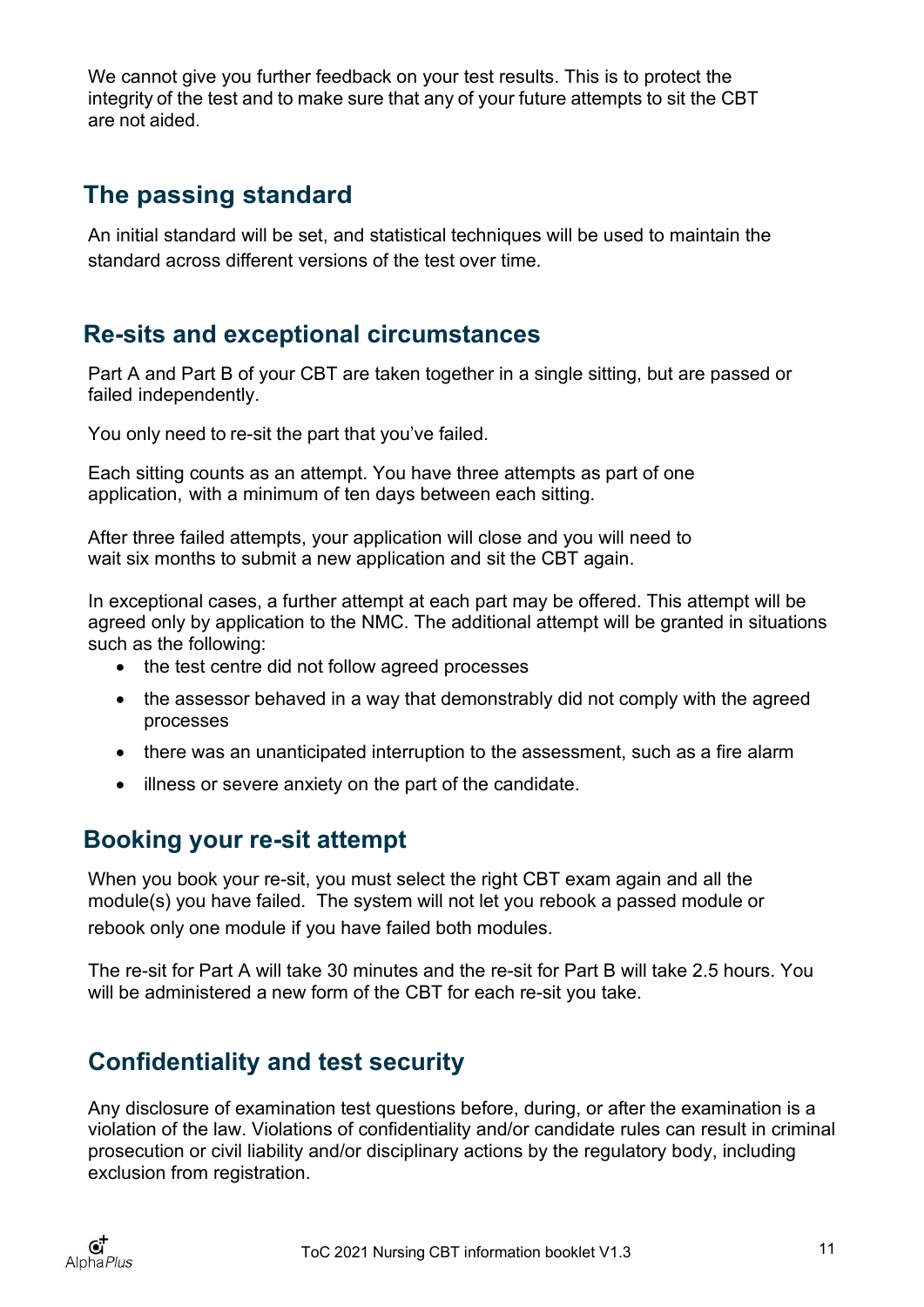We cannot give you further feedback on your test results. This is to protect the integrity of the test and to make sure that any of your future attempts to sit the CBT are not aided.

## The passing standard

An initial standard will be set, and statistical techniques will be used to maintain the standard across different versions of the test over time.

## Re-sits and exceptional circumstances

Part A and Part B of your CBT are taken together in a single sitting, but are passed or failed independently.

You only need to re-sit the part that you've failed.

Each sitting counts as an attempt. You have three attempts as part of one application, with a minimum of ten days between each sitting.

After three failed attempts, your application will close and you will need to wait six months to submit a new application and sit the CBT again.

In exceptional cases, a further attempt at each part may be offered. This attempt will be agreed only by application to the NMC. The additional attempt will be granted in situations such as the following:

- the test centre did not follow agreed processes
- the assessor behaved in a way that demonstrably did not comply with the agreed processes
- there was an unanticipated interruption to the assessment, such as a fire alarm
- illness or severe anxiety on the part of the candidate.

## Booking your re-sit attempt

When you book your re-sit, you must select the right CBT exam again and all the module(s) you have failed. The system will not let you rebook a passed module or rebook only one module if you have failed both modules.

The re-sit for Part A will take 30 minutes and the re-sit for Part B will take 2.5 hours. You will be administered a new form of the CBT for each re-sit you take.

## Confidentiality and test security

Any disclosure of examination test questions before, during, or after the examination is a violation of the law. Violations of confidentiality and/or candidate rules can result in criminal prosecution or civil liability and/or disciplinary actions by the regulatory body, including exclusion from registration.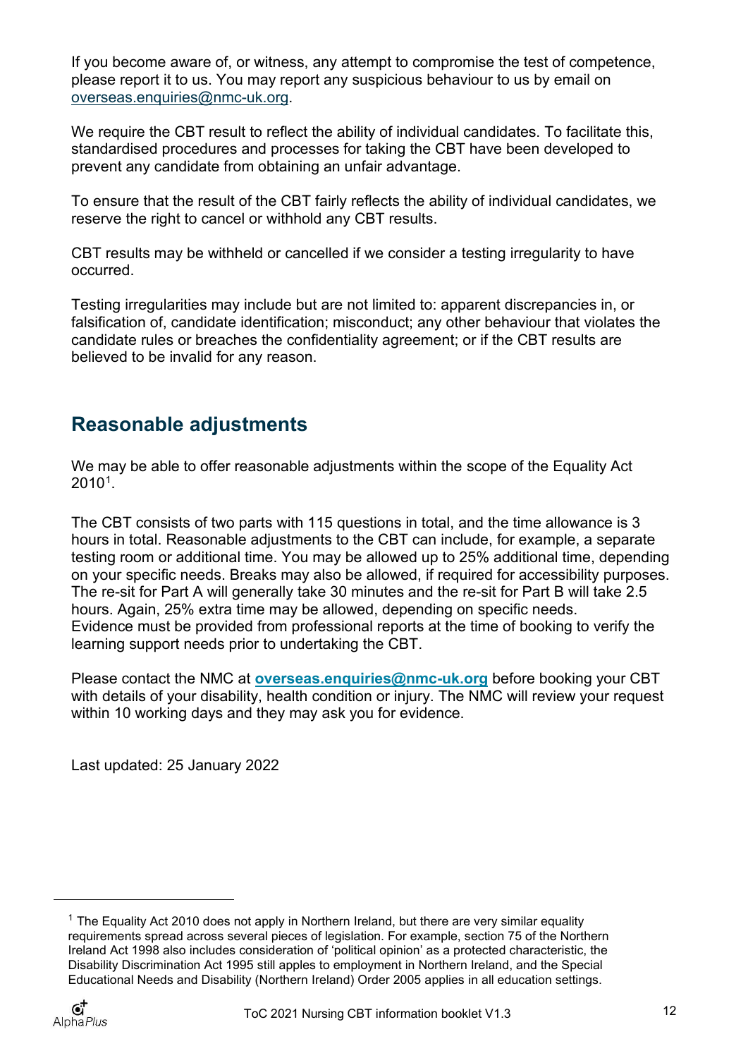If you become aware of, or witness, any attempt to compromise the test of competence, please report it to us. You may report any suspicious behaviour to us by email on overseas.enquiries@nmc-uk.org.

We require the CBT result to reflect the ability of individual candidates. To facilitate this, standardised procedures and processes for taking the CBT have been developed to prevent any candidate from obtaining an unfair advantage.

To ensure that the result of the CBT fairly reflects the ability of individual candidates, we reserve the right to cancel or withhold any CBT results.

CBT results may be withheld or cancelled if we consider a testing irregularity to have occurred.

Testing irregularities may include but are not limited to: apparent discrepancies in, or falsification of, candidate identification; misconduct; any other behaviour that violates the candidate rules or breaches the confidentiality agreement; or if the CBT results are believed to be invalid for any reason.

## Reasonable adjustments

We may be able to offer reasonable adjustments within the scope of the Equality Act 2010[1].

The CBT consists of two parts with 115 questions in total, and the time allowance is 3 hours in total. Reasonable adjustments to the CBT can include, for example, a separate testing room or additional time. You may be allowed up to 25% additional time, depending on your specific needs. Breaks may also be allowed, if required for accessibility purposes. The re-sit for Part A will generally take 30 minutes and the re-sit for Part B will take 2.5 hours. Again, 25% extra time may be allowed, depending on specific needs. Evidence must be provided from professional reports at the time of booking to verify the learning support needs prior to undertaking the CBT.

Please contact the NMC at **overseas.enquiries@nmc-uk.org** before booking your CBT with details of your disability, health condition or injury. The NMC will review your request within 10 working days and they may ask you for evidence.

Last updated: 25 January 2022

[1] The Equality Act 2010 does not apply in Northern Ireland, but there are very similar equality requirements spread across several pieces of legislation. For example, section 75 of the Northern Ireland Act 1998 also includes consideration of 'political opinion' as a protected characteristic, the Disability Discrimination Act 1995 still apples to employment in Northern Ireland, and the Special Educational Needs and Disability (Northern Ireland) Order 2005 applies in all education settings.